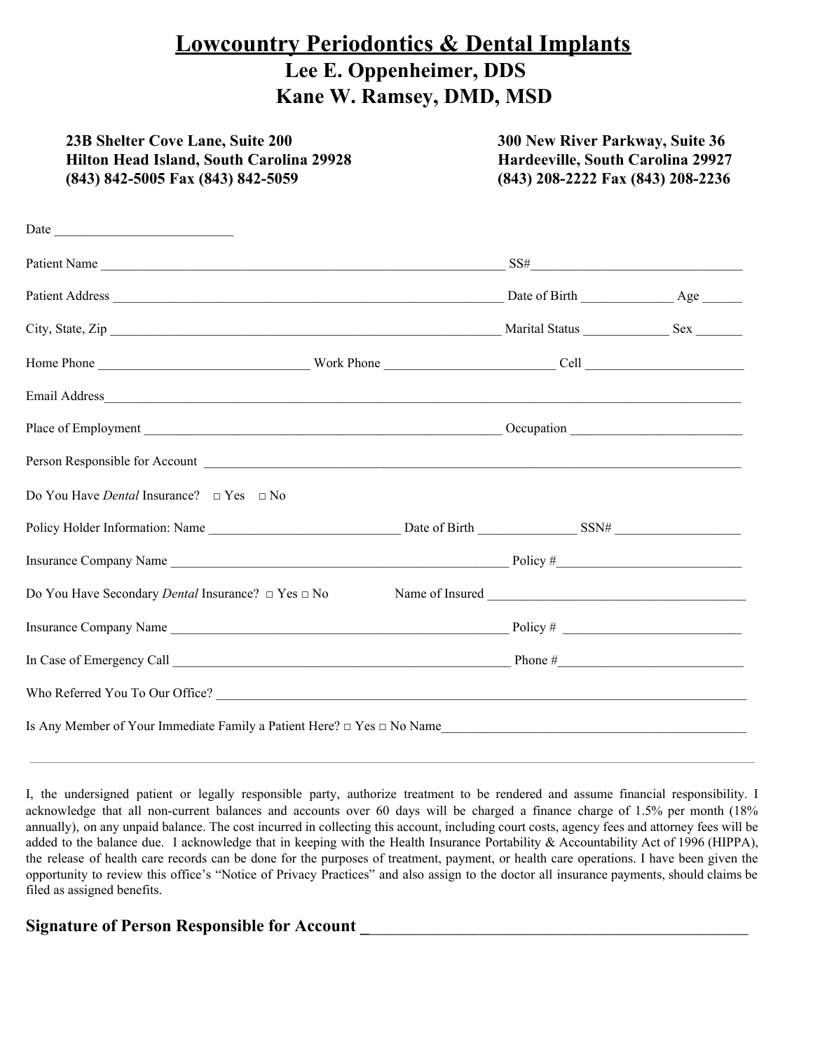# Lowcountry Periodontics & Dental Implants

## Lee E. Oppenheimer, DDS

## Kane W. Ramsey, DMD, MSD

**23B Shelter Cove Lane, Suite 200**
**Hilton Head Island, South Carolina 29928**
**(843) 842-5005 Fax (843) 842-5059**

**300 New River Parkway, Suite 36**
**Hardeeville, South Carolina 29927**
**(843) 208-2222 Fax (843) 208-2236**

Date ___________________________

Patient Name _________________________________________________________________ SS#_________________________________

Patient Address ______________________________________________________________ Date of Birth ______________ Age ______

City, State, Zip ______________________________________________________________ Marital Status _____________ Sex _______

Home Phone ________________________________ Work Phone __________________________ Cell ________________________

Email Address_____________________________________________________________________________________________

Place of Employment _______________________________________________________ Occupation __________________________

Person Responsible for Account _______________________________________________________________________________

Do You Have *Dental* Insurance? □ Yes □ No

Policy Holder Information: Name _____________________________ Date of Birth _______________ SSN# ___________________

Insurance Company Name ___________________________________________________ Policy #____________________________

Do You Have Secondary *Dental* Insurance? □ Yes □ No Name of Insured ________________________________________

Insurance Company Name ___________________________________________________ Policy # ___________________________

In Case of Emergency Call ___________________________________________________ Phone #____________________________

Who Referred You To Our Office? ______________________________________________________________________________

Is Any Member of Your Immediate Family a Patient Here? □ Yes □ No Name_______________________________________________

---

I, the undersigned patient or legally responsible party, authorize treatment to be rendered and assume financial responsibility. I acknowledge that all non-current balances and accounts over 60 days will be charged a finance charge of 1.5% per month (18% annually), on any unpaid balance. The cost incurred in collecting this account, including court costs, agency fees and attorney fees will be added to the balance due. I acknowledge that in keeping with the Health Insurance Portability & Accountability Act of 1996 (HIPPA), the release of health care records can be done for the purposes of treatment, payment, or health care operations. I have been given the opportunity to review this office's "Notice of Privacy Practices" and also assign to the doctor all insurance payments, should claims be filed as assigned benefits.

**Signature of Person Responsible for Account** _________________________________________________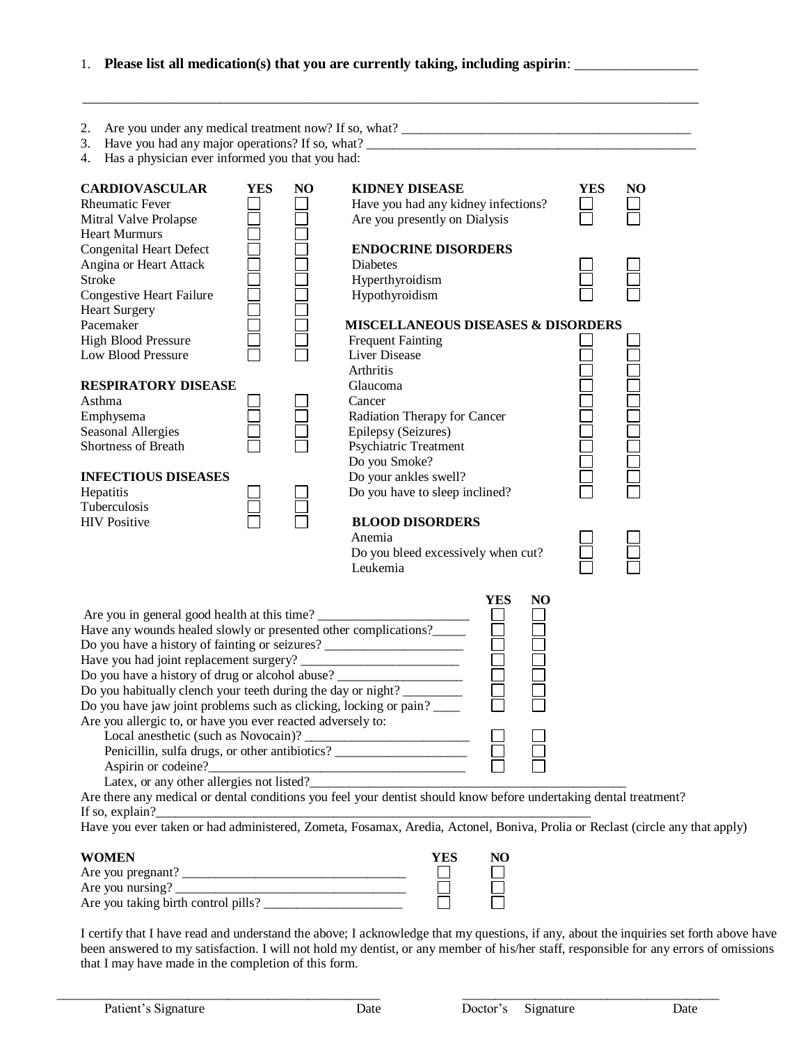1. **Please list all medication(s) that you are currently taking, including aspirin**: _________________

_______________________________________________________________________________________

2. Are you under any medical treatment now? If so, what? ____________________________________________
3. Have you had any major operations? If so, what? ___________________________________________________
4. Has a physician ever informed you that you had:

| **CARDIOVASCULAR** | **YES** | **NO** |
|---|---|---|
| Rheumatic Fever | ☐ | ☐ |
| Mitral Valve Prolapse | ☐ | ☐ |
| Heart Murmurs | ☐ | ☐ |
| Congenital Heart Defect | ☐ | ☐ |
| Angina or Heart Attack | ☐ | ☐ |
| Stroke | ☐ | ☐ |
| Congestive Heart Failure | ☐ | ☐ |
| Heart Surgery | ☐ | ☐ |
| Pacemaker | ☐ | ☐ |
| High Blood Pressure | ☐ | ☐ |
| Low Blood Pressure | ☐ | ☐ |
| **RESPIRATORY DISEASE** | | |
| Asthma | ☐ | ☐ |
| Emphysema | ☐ | ☐ |
| Seasonal Allergies | ☐ | ☐ |
| Shortness of Breath | ☐ | ☐ |
| **INFECTIOUS DISEASES** | | |
| Hepatitis | ☐ | ☐ |
| Tuberculosis | ☐ | ☐ |
| HIV Positive | ☐ | ☐ |

| **KIDNEY DISEASE** | **YES** | **NO** |
|---|---|---|
| Have you had any kidney infections? | ☐ | ☐ |
| Are you presently on Dialysis | ☐ | ☐ |
| **ENDOCRINE DISORDERS** | | |
| Diabetes | ☐ | ☐ |
| Hyperthyroidism | ☐ | ☐ |
| Hypothyroidism | ☐ | ☐ |
| **MISCELLANEOUS DISEASES & DISORDERS** | | |
| Frequent Fainting | ☐ | ☐ |
| Liver Disease | ☐ | ☐ |
| Arthritis | ☐ | ☐ |
| Glaucoma | ☐ | ☐ |
| Cancer | ☐ | ☐ |
| Radiation Therapy for Cancer | ☐ | ☐ |
| Epilepsy (Seizures) | ☐ | ☐ |
| Psychiatric Treatment | ☐ | ☐ |
| Do you Smoke? | ☐ | ☐ |
| Do your ankles swell? | ☐ | ☐ |
| Do you have to sleep inclined? | ☐ | ☐ |
| **BLOOD DISORDERS** | | |
| Anemia | ☐ | ☐ |
| Do you bleed excessively when cut? | ☐ | ☐ |
| Leukemia | ☐ | ☐ |

| | **YES** | **NO** |
|---|---|---|
| Are you in general good health at this time? _______________________ | ☐ | ☐ |
| Have any wounds healed slowly or presented other complications?_____ | ☐ | ☐ |
| Do you have a history of fainting or seizures? _____________________ | ☐ | ☐ |
| Have you had joint replacement surgery? ________________________ | ☐ | ☐ |
| Do you have a history of drug or alcohol abuse? ___________________ | ☐ | ☐ |
| Do you habitually clench your teeth during the day or night? _________ | ☐ | ☐ |
| Do you have jaw joint problems such as clicking, locking or pain? ____ | ☐ | ☐ |
| Are you allergic to, or have you ever reacted adversely to: | | |
| Local anesthetic (such as Novocain)? _________________________ | ☐ | ☐ |
| Penicillin, sulfa drugs, or other antibiotics? ____________________ | ☐ | ☐ |
| Aspirin or codeine?_______________________________________ | ☐ | ☐ |

Latex, or any other allergies not listed?_______________________________________________

Are there any medical or dental conditions you feel your dentist should know before undertaking dental treatment? If so, explain?_______________________________________________________________________

Have you ever taken or had administered, Zometa, Fosamax, Aredia, Actonel, Boniva, Prolia or Reclast (circle any that apply)

| **WOMEN** | **YES** | **NO** |
|---|---|---|
| Are you pregnant? _________________________________ | ☐ | ☐ |
| Are you nursing? __________________________________ | ☐ | ☐ |
| Are you taking birth control pills? _____________________ | ☐ | ☐ |

I certify that I have read and understand the above; I acknowledge that my questions, if any, about the inquiries set forth above have been answered to my satisfaction. I will not hold my dentist, or any member of his/her staff, responsible for any errors of omissions that I may have made in the completion of this form.

_____________________________________________ ____________________________________

Patient's Signature                    Date                    Doctor's Signature                    Date